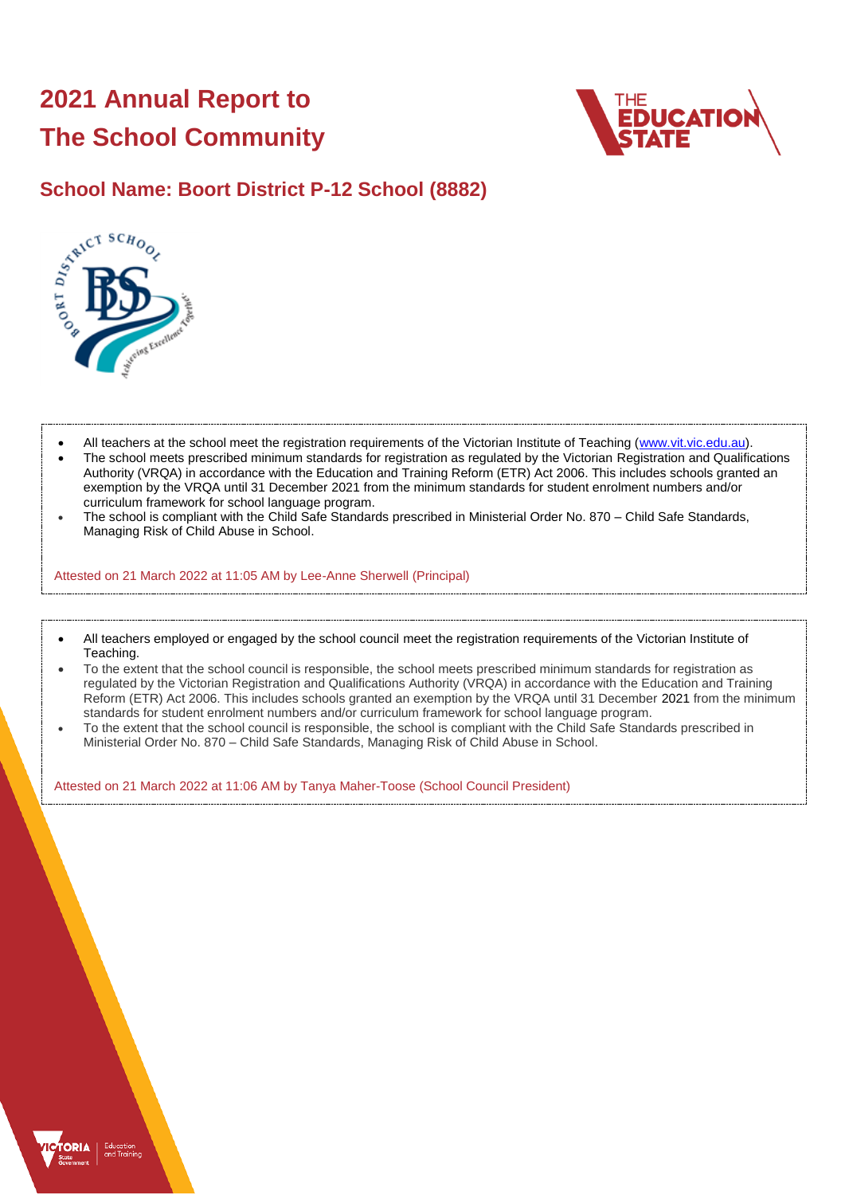# 2021 Annual Report to The School Community

## School Name: Boort District P-12 School (8882)

- All teachers at the school meet the registration requirements of the Victorian Institute of Teaching (www.vit.vic.edu.au).
- The school meets prescribed minimum standards for registration as regulated by the Victorian Registration and Qualifications Authority (VRQA) in accordance with the Education and Training Reform (ETR) Act 2006. This includes schools granted an exemption by the VRQA until 31 December 2021 from the minimum standards for student enrolment numbers and/or curriculum framework for school language program.
- The school is compliant with the Child Safe Standards prescribed in Ministerial Order No. 870 – Child Safe Standards, Managing Risk of Child Abuse in School.

Attested on 21 March 2022 at 11:05 AM by Lee-Anne Sherwell (Principal)

- All teachers employed or engaged by the school council meet the registration requirements of the Victorian Institute of Teaching.
- To the extent that the school council is responsible, the school meets prescribed minimum standards for registration as regulated by the Victorian Registration and Qualifications Authority (VRQA) in accordance with the Education and Training Reform (ETR) Act 2006. This includes schools granted an exemption by the VRQA until 31 December 2021 from the minimum standards for student enrolment numbers and/or curriculum framework for school language program.
- To the extent that the school council is responsible, the school is compliant with the Child Safe Standards prescribed in Ministerial Order No. 870 – Child Safe Standards, Managing Risk of Child Abuse in School.

Attested on 21 March 2022 at 11:06 AM by Tanya Maher-Toose (School Council President)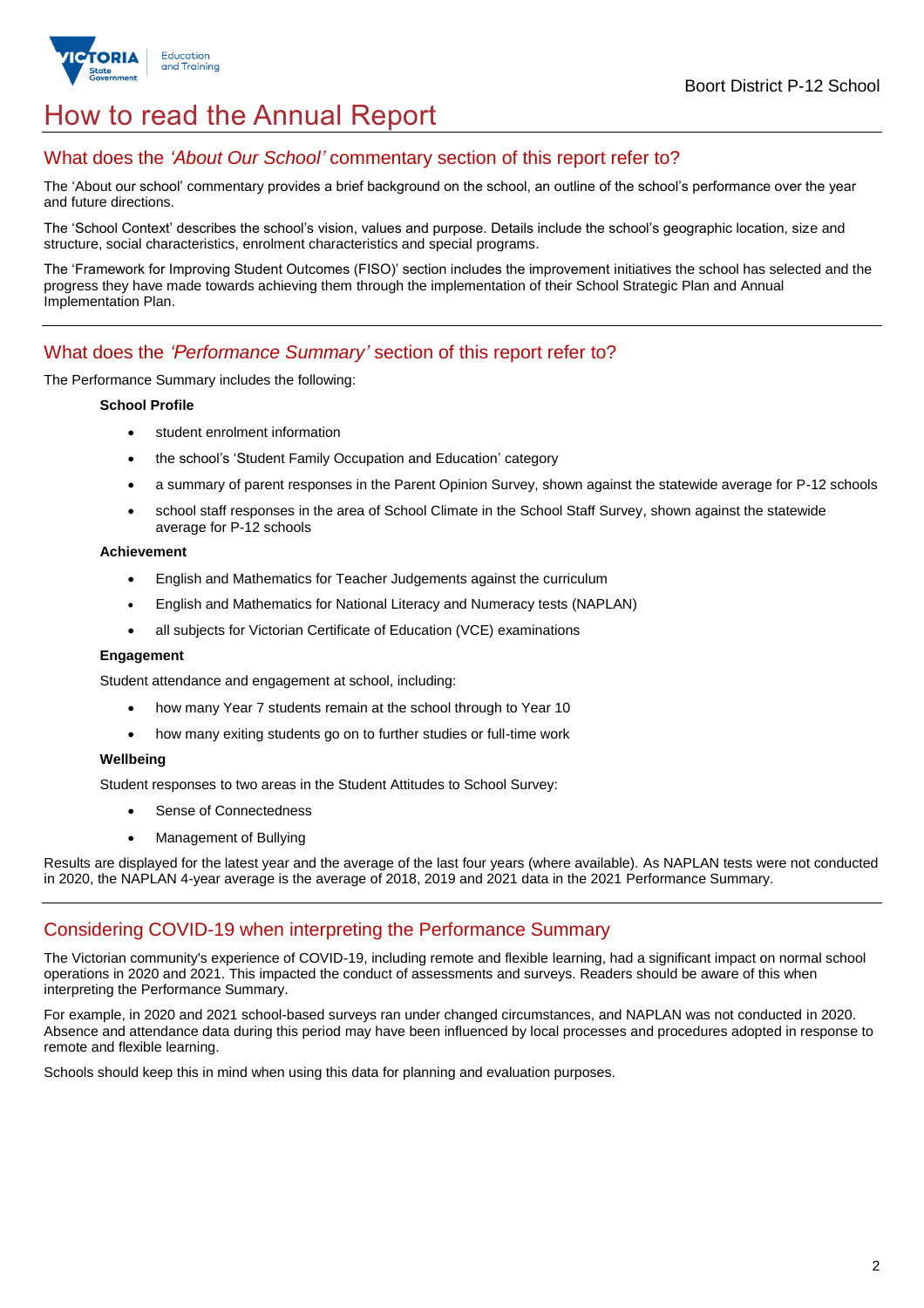# How to read the Annual Report

## What does the *'About Our School'* commentary section of this report refer to?

The 'About our school' commentary provides a brief background on the school, an outline of the school's performance over the year and future directions.

The 'School Context' describes the school's vision, values and purpose. Details include the school's geographic location, size and structure, social characteristics, enrolment characteristics and special programs.

The 'Framework for Improving Student Outcomes (FISO)' section includes the improvement initiatives the school has selected and the progress they have made towards achieving them through the implementation of their School Strategic Plan and Annual Implementation Plan.

## What does the *'Performance Summary'* section of this report refer to?

The Performance Summary includes the following:

**School Profile**

- student enrolment information
- the school's 'Student Family Occupation and Education' category
- a summary of parent responses in the Parent Opinion Survey, shown against the statewide average for P-12 schools
- school staff responses in the area of School Climate in the School Staff Survey, shown against the statewide average for P-12 schools

**Achievement**

- English and Mathematics for Teacher Judgements against the curriculum
- English and Mathematics for National Literacy and Numeracy tests (NAPLAN)
- all subjects for Victorian Certificate of Education (VCE) examinations

**Engagement**

Student attendance and engagement at school, including:

- how many Year 7 students remain at the school through to Year 10
- how many exiting students go on to further studies or full-time work

**Wellbeing**

Student responses to two areas in the Student Attitudes to School Survey:

- Sense of Connectedness
- Management of Bullying

Results are displayed for the latest year and the average of the last four years (where available). As NAPLAN tests were not conducted in 2020, the NAPLAN 4-year average is the average of 2018, 2019 and 2021 data in the 2021 Performance Summary.

## Considering COVID-19 when interpreting the Performance Summary

The Victorian community's experience of COVID-19, including remote and flexible learning, had a significant impact on normal school operations in 2020 and 2021. This impacted the conduct of assessments and surveys. Readers should be aware of this when interpreting the Performance Summary.

For example, in 2020 and 2021 school-based surveys ran under changed circumstances, and NAPLAN was not conducted in 2020. Absence and attendance data during this period may have been influenced by local processes and procedures adopted in response to remote and flexible learning.

Schools should keep this in mind when using this data for planning and evaluation purposes.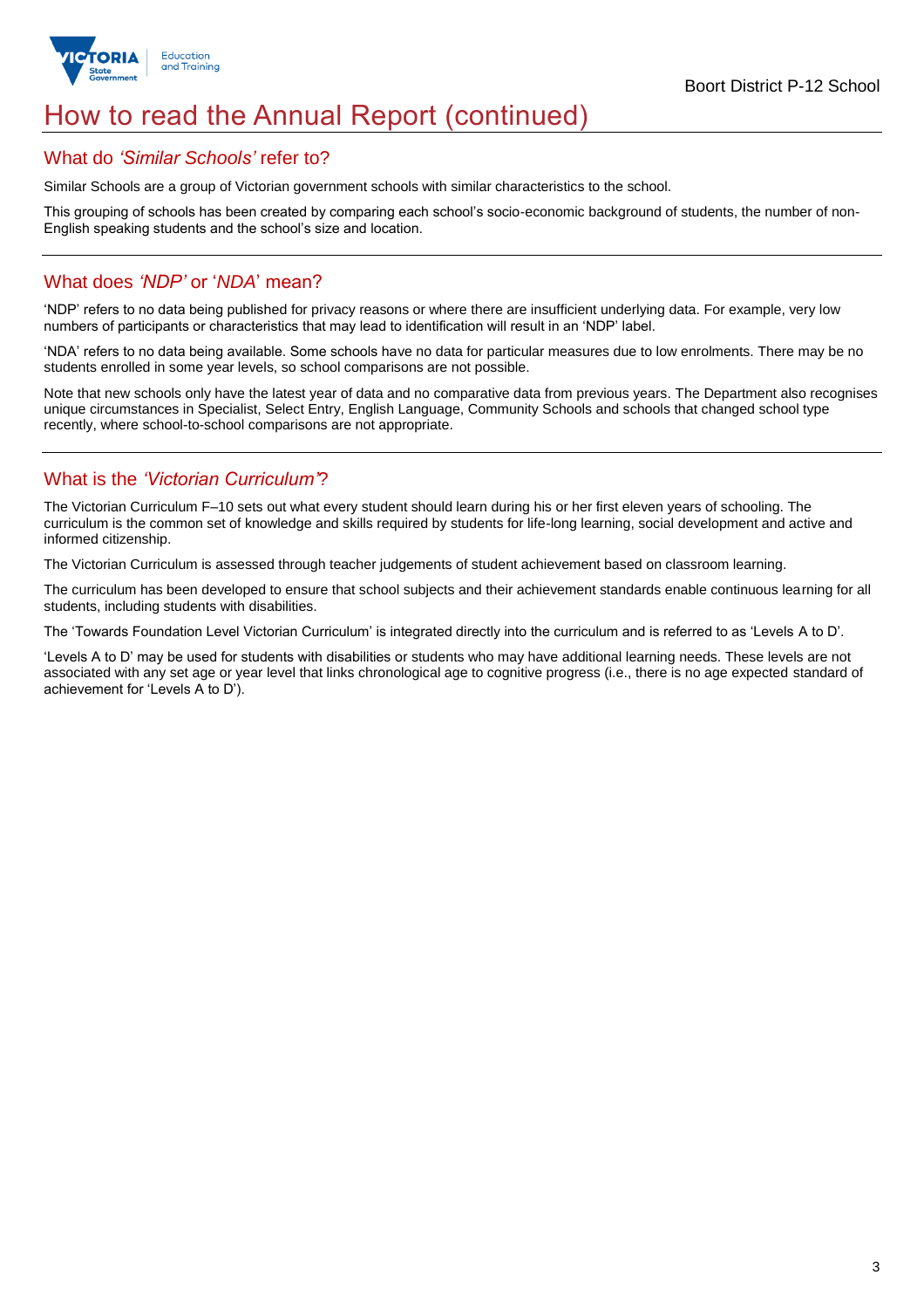# How to read the Annual Report (continued)

## What do *'Similar Schools'* refer to?

Similar Schools are a group of Victorian government schools with similar characteristics to the school.

This grouping of schools has been created by comparing each school's socio-economic background of students, the number of non-English speaking students and the school's size and location.

## What does *'NDP'* or '*NDA*' mean?

'NDP' refers to no data being published for privacy reasons or where there are insufficient underlying data. For example, very low numbers of participants or characteristics that may lead to identification will result in an 'NDP' label.

'NDA' refers to no data being available. Some schools have no data for particular measures due to low enrolments. There may be no students enrolled in some year levels, so school comparisons are not possible.

Note that new schools only have the latest year of data and no comparative data from previous years. The Department also recognises unique circumstances in Specialist, Select Entry, English Language, Community Schools and schools that changed school type recently, where school-to-school comparisons are not appropriate.

## What is the *'Victorian Curriculum'*?

The Victorian Curriculum F–10 sets out what every student should learn during his or her first eleven years of schooling. The curriculum is the common set of knowledge and skills required by students for life-long learning, social development and active and informed citizenship.

The Victorian Curriculum is assessed through teacher judgements of student achievement based on classroom learning.

The curriculum has been developed to ensure that school subjects and their achievement standards enable continuous learning for all students, including students with disabilities.

The 'Towards Foundation Level Victorian Curriculum' is integrated directly into the curriculum and is referred to as 'Levels A to D'.

'Levels A to D' may be used for students with disabilities or students who may have additional learning needs. These levels are not associated with any set age or year level that links chronological age to cognitive progress (i.e., there is no age expected standard of achievement for 'Levels A to D').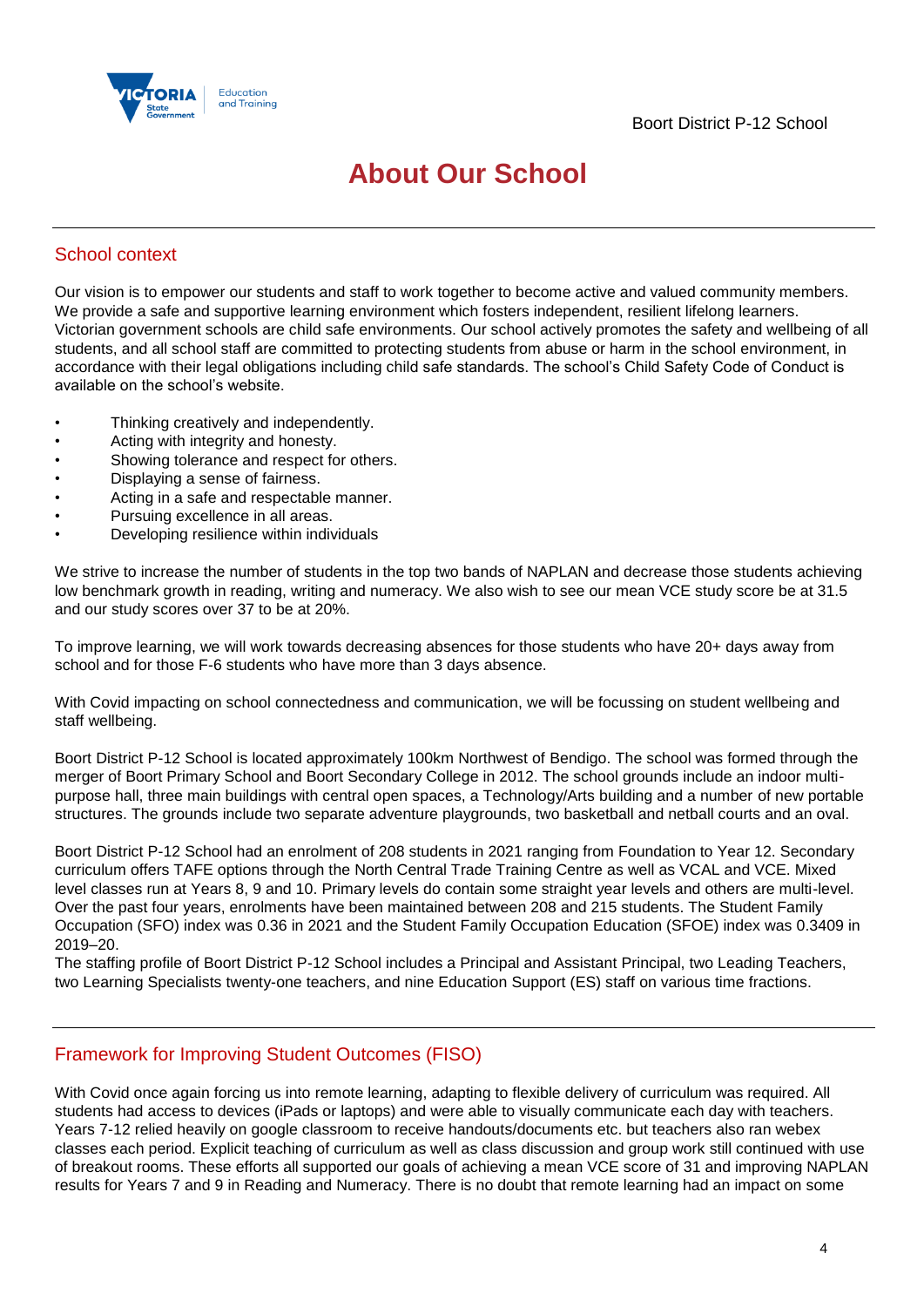# About Our School

## School context

Our vision is to empower our students and staff to work together to become active and valued community members. We provide a safe and supportive learning environment which fosters independent, resilient lifelong learners. Victorian government schools are child safe environments. Our school actively promotes the safety and wellbeing of all students, and all school staff are committed to protecting students from abuse or harm in the school environment, in accordance with their legal obligations including child safe standards. The school's Child Safety Code of Conduct is available on the school's website.

- Thinking creatively and independently.
- Acting with integrity and honesty.
- Showing tolerance and respect for others.
- Displaying a sense of fairness.
- Acting in a safe and respectable manner.
- Pursuing excellence in all areas.
- Developing resilience within individuals

We strive to increase the number of students in the top two bands of NAPLAN and decrease those students achieving low benchmark growth in reading, writing and numeracy. We also wish to see our mean VCE study score be at 31.5 and our study scores over 37 to be at 20%.

To improve learning, we will work towards decreasing absences for those students who have 20+ days away from school and for those F-6 students who have more than 3 days absence.

With Covid impacting on school connectedness and communication, we will be focussing on student wellbeing and staff wellbeing.

Boort District P-12 School is located approximately 100km Northwest of Bendigo. The school was formed through the merger of Boort Primary School and Boort Secondary College in 2012. The school grounds include an indoor multi-purpose hall, three main buildings with central open spaces, a Technology/Arts building and a number of new portable structures. The grounds include two separate adventure playgrounds, two basketball and netball courts and an oval.

Boort District P-12 School had an enrolment of 208 students in 2021 ranging from Foundation to Year 12. Secondary curriculum offers TAFE options through the North Central Trade Training Centre as well as VCAL and VCE. Mixed level classes run at Years 8, 9 and 10. Primary levels do contain some straight year levels and others are multi-level. Over the past four years, enrolments have been maintained between 208 and 215 students. The Student Family Occupation (SFO) index was 0.36 in 2021 and the Student Family Occupation Education (SFOE) index was 0.3409 in 2019–20.
The staffing profile of Boort District P-12 School includes a Principal and Assistant Principal, two Leading Teachers, two Learning Specialists twenty-one teachers, and nine Education Support (ES) staff on various time fractions.

## Framework for Improving Student Outcomes (FISO)

With Covid once again forcing us into remote learning, adapting to flexible delivery of curriculum was required. All students had access to devices (iPads or laptops) and were able to visually communicate each day with teachers. Years 7-12 relied heavily on google classroom to receive handouts/documents etc. but teachers also ran webex classes each period. Explicit teaching of curriculum as well as class discussion and group work still continued with use of breakout rooms. These efforts all supported our goals of achieving a mean VCE score of 31 and improving NAPLAN results for Years 7 and 9 in Reading and Numeracy. There is no doubt that remote learning had an impact on some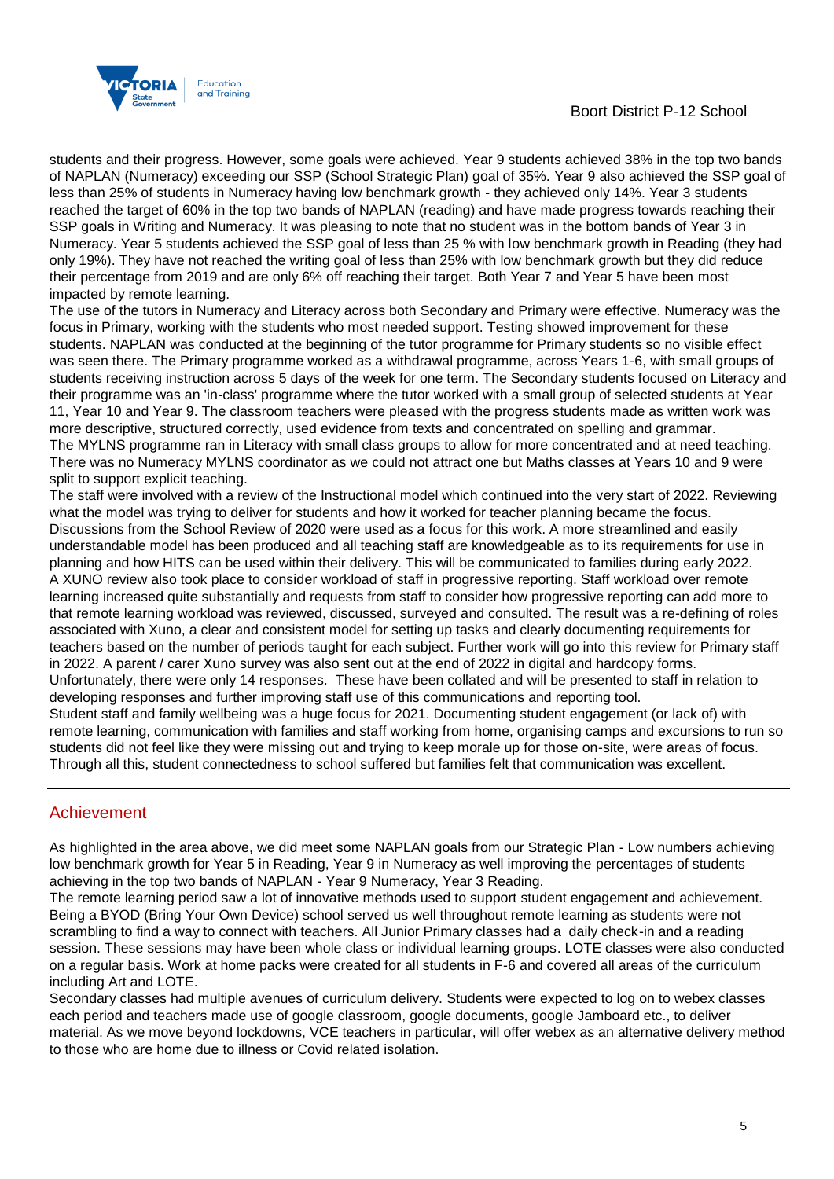students and their progress. However, some goals were achieved. Year 9 students achieved 38% in the top two bands of NAPLAN (Numeracy) exceeding our SSP (School Strategic Plan) goal of 35%. Year 9 also achieved the SSP goal of less than 25% of students in Numeracy having low benchmark growth - they achieved only 14%. Year 3 students reached the target of 60% in the top two bands of NAPLAN (reading) and have made progress towards reaching their SSP goals in Writing and Numeracy. It was pleasing to note that no student was in the bottom bands of Year 3 in Numeracy. Year 5 students achieved the SSP goal of less than 25 % with low benchmark growth in Reading (they had only 19%). They have not reached the writing goal of less than 25% with low benchmark growth but they did reduce their percentage from 2019 and are only 6% off reaching their target. Both Year 7 and Year 5 have been most impacted by remote learning.

The use of the tutors in Numeracy and Literacy across both Secondary and Primary were effective. Numeracy was the focus in Primary, working with the students who most needed support. Testing showed improvement for these students. NAPLAN was conducted at the beginning of the tutor programme for Primary students so no visible effect was seen there. The Primary programme worked as a withdrawal programme, across Years 1-6, with small groups of students receiving instruction across 5 days of the week for one term. The Secondary students focused on Literacy and their programme was an 'in-class' programme where the tutor worked with a small group of selected students at Year 11, Year 10 and Year 9. The classroom teachers were pleased with the progress students made as written work was more descriptive, structured correctly, used evidence from texts and concentrated on spelling and grammar.

The MYLNS programme ran in Literacy with small class groups to allow for more concentrated and at need teaching. There was no Numeracy MYLNS coordinator as we could not attract one but Maths classes at Years 10 and 9 were split to support explicit teaching.

The staff were involved with a review of the Instructional model which continued into the very start of 2022. Reviewing what the model was trying to deliver for students and how it worked for teacher planning became the focus. Discussions from the School Review of 2020 were used as a focus for this work. A more streamlined and easily understandable model has been produced and all teaching staff are knowledgeable as to its requirements for use in planning and how HITS can be used within their delivery. This will be communicated to families during early 2022.

A XUNO review also took place to consider workload of staff in progressive reporting. Staff workload over remote learning increased quite substantially and requests from staff to consider how progressive reporting can add more to that remote learning workload was reviewed, discussed, surveyed and consulted. The result was a re-defining of roles associated with Xuno, a clear and consistent model for setting up tasks and clearly documenting requirements for teachers based on the number of periods taught for each subject. Further work will go into this review for Primary staff in 2022. A parent / carer Xuno survey was also sent out at the end of 2022 in digital and hardcopy forms. Unfortunately, there were only 14 responses. These have been collated and will be presented to staff in relation to developing responses and further improving staff use of this communications and reporting tool.

Student staff and family wellbeing was a huge focus for 2021. Documenting student engagement (or lack of) with remote learning, communication with families and staff working from home, organising camps and excursions to run so students did not feel like they were missing out and trying to keep morale up for those on-site, were areas of focus. Through all this, student connectedness to school suffered but families felt that communication was excellent.

## Achievement

As highlighted in the area above, we did meet some NAPLAN goals from our Strategic Plan - Low numbers achieving low benchmark growth for Year 5 in Reading, Year 9 in Numeracy as well improving the percentages of students achieving in the top two bands of NAPLAN - Year 9 Numeracy, Year 3 Reading.

The remote learning period saw a lot of innovative methods used to support student engagement and achievement. Being a BYOD (Bring Your Own Device) school served us well throughout remote learning as students were not scrambling to find a way to connect with teachers. All Junior Primary classes had a daily check-in and a reading session. These sessions may have been whole class or individual learning groups. LOTE classes were also conducted on a regular basis. Work at home packs were created for all students in F-6 and covered all areas of the curriculum including Art and LOTE.

Secondary classes had multiple avenues of curriculum delivery. Students were expected to log on to webex classes each period and teachers made use of google classroom, google documents, google Jamboard etc., to deliver material. As we move beyond lockdowns, VCE teachers in particular, will offer webex as an alternative delivery method to those who are home due to illness or Covid related isolation.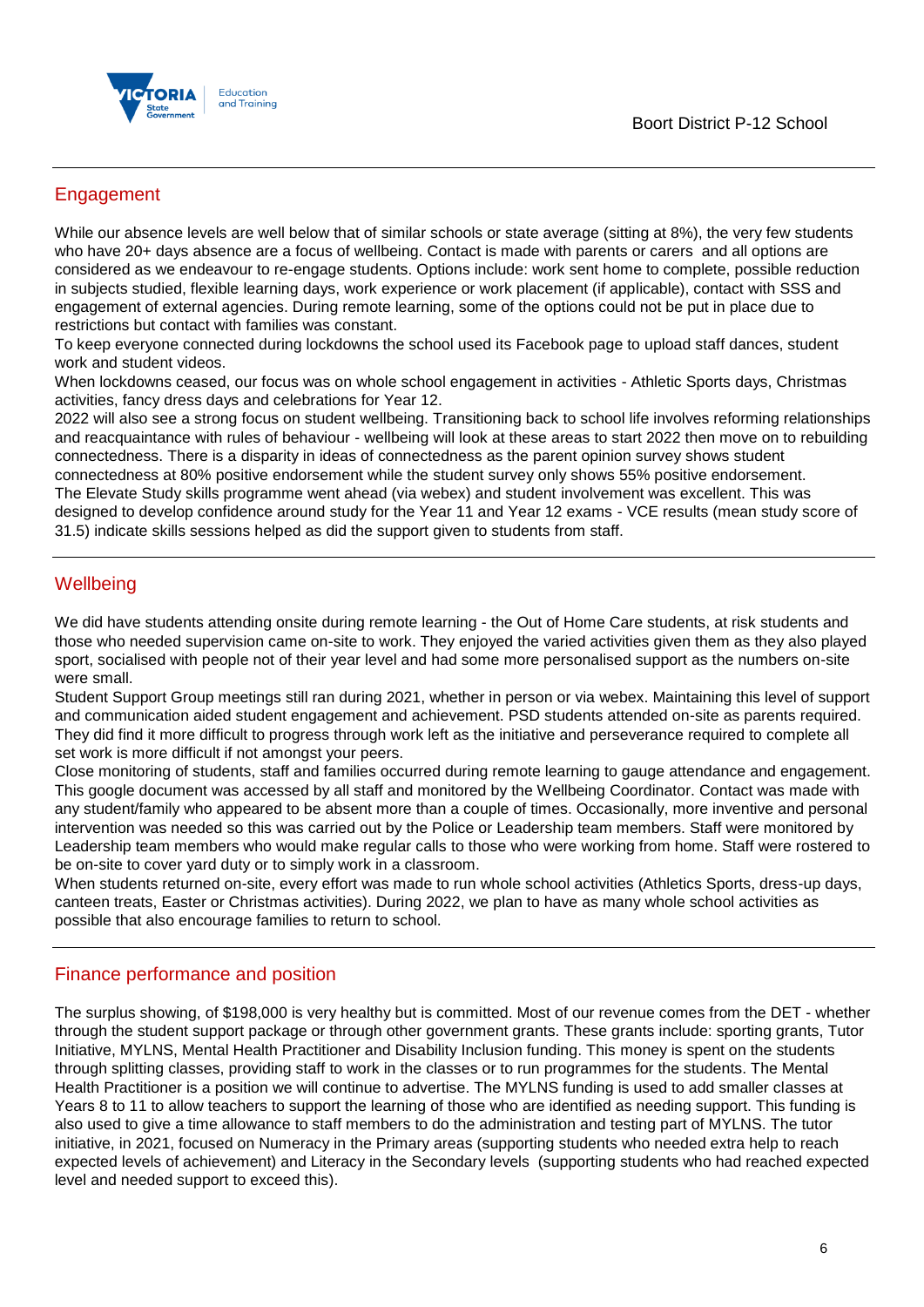## Engagement

While our absence levels are well below that of similar schools or state average (sitting at 8%), the very few students who have 20+ days absence are a focus of wellbeing. Contact is made with parents or carers and all options are considered as we endeavour to re-engage students. Options include: work sent home to complete, possible reduction in subjects studied, flexible learning days, work experience or work placement (if applicable), contact with SSS and engagement of external agencies. During remote learning, some of the options could not be put in place due to restrictions but contact with families was constant.

To keep everyone connected during lockdowns the school used its Facebook page to upload staff dances, student work and student videos.

When lockdowns ceased, our focus was on whole school engagement in activities - Athletic Sports days, Christmas activities, fancy dress days and celebrations for Year 12.

2022 will also see a strong focus on student wellbeing. Transitioning back to school life involves reforming relationships and reacquaintance with rules of behaviour - wellbeing will look at these areas to start 2022 then move on to rebuilding connectedness. There is a disparity in ideas of connectedness as the parent opinion survey shows student connectedness at 80% positive endorsement while the student survey only shows 55% positive endorsement.

The Elevate Study skills programme went ahead (via webex) and student involvement was excellent. This was designed to develop confidence around study for the Year 11 and Year 12 exams - VCE results (mean study score of 31.5) indicate skills sessions helped as did the support given to students from staff.

## Wellbeing

We did have students attending onsite during remote learning - the Out of Home Care students, at risk students and those who needed supervision came on-site to work. They enjoyed the varied activities given them as they also played sport, socialised with people not of their year level and had some more personalised support as the numbers on-site were small.

Student Support Group meetings still ran during 2021, whether in person or via webex. Maintaining this level of support and communication aided student engagement and achievement. PSD students attended on-site as parents required. They did find it more difficult to progress through work left as the initiative and perseverance required to complete all set work is more difficult if not amongst your peers.

Close monitoring of students, staff and families occurred during remote learning to gauge attendance and engagement. This google document was accessed by all staff and monitored by the Wellbeing Coordinator. Contact was made with any student/family who appeared to be absent more than a couple of times. Occasionally, more inventive and personal intervention was needed so this was carried out by the Police or Leadership team members. Staff were monitored by Leadership team members who would make regular calls to those who were working from home. Staff were rostered to be on-site to cover yard duty or to simply work in a classroom.

When students returned on-site, every effort was made to run whole school activities (Athletics Sports, dress-up days, canteen treats, Easter or Christmas activities). During 2022, we plan to have as many whole school activities as possible that also encourage families to return to school.

## Finance performance and position

The surplus showing, of $198,000 is very healthy but is committed. Most of our revenue comes from the DET - whether through the student support package or through other government grants. These grants include: sporting grants, Tutor Initiative, MYLNS, Mental Health Practitioner and Disability Inclusion funding. This money is spent on the students through splitting classes, providing staff to work in the classes or to run programmes for the students. The Mental Health Practitioner is a position we will continue to advertise. The MYLNS funding is used to add smaller classes at Years 8 to 11 to allow teachers to support the learning of those who are identified as needing support. This funding is also used to give a time allowance to staff members to do the administration and testing part of MYLNS. The tutor initiative, in 2021, focused on Numeracy in the Primary areas (supporting students who needed extra help to reach expected levels of achievement) and Literacy in the Secondary levels (supporting students who had reached expected level and needed support to exceed this).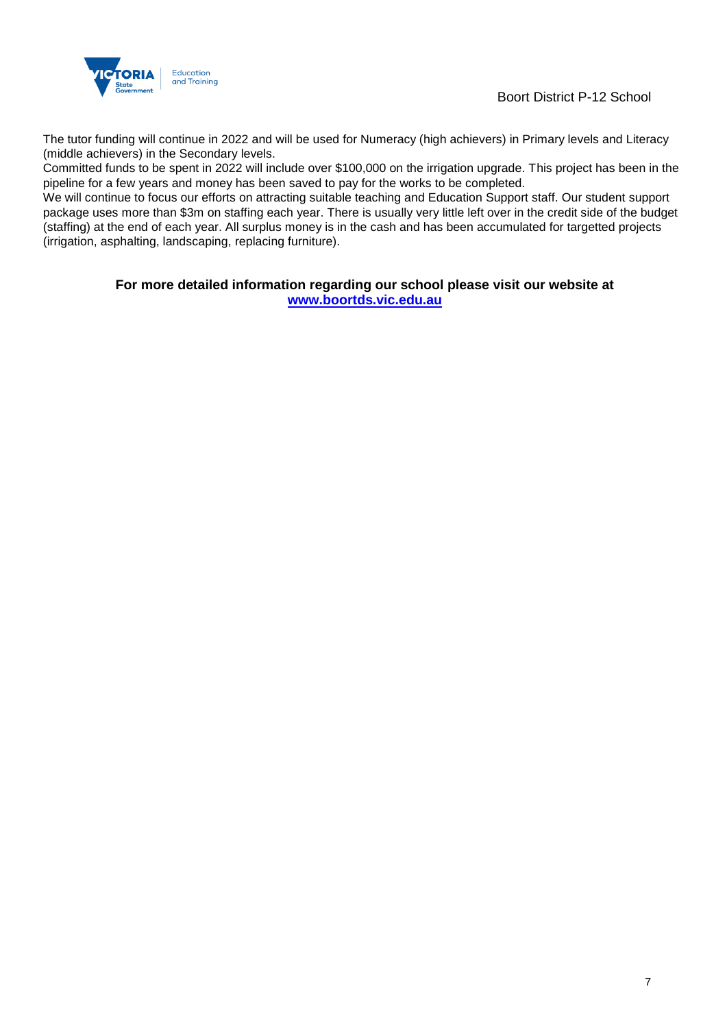The tutor funding will continue in 2022 and will be used for Numeracy (high achievers) in Primary levels and Literacy (middle achievers) in the Secondary levels.
Committed funds to be spent in 2022 will include over $100,000 on the irrigation upgrade. This project has been in the pipeline for a few years and money has been saved to pay for the works to be completed.
We will continue to focus our efforts on attracting suitable teaching and Education Support staff. Our student support package uses more than $3m on staffing each year. There is usually very little left over in the credit side of the budget (staffing) at the end of each year. All surplus money is in the cash and has been accumulated for targetted projects (irrigation, asphalting, landscaping, replacing furniture).

**For more detailed information regarding our school please visit our website at**
**[www.boortds.vic.edu.au](http://www.boortds.vic.edu.au)**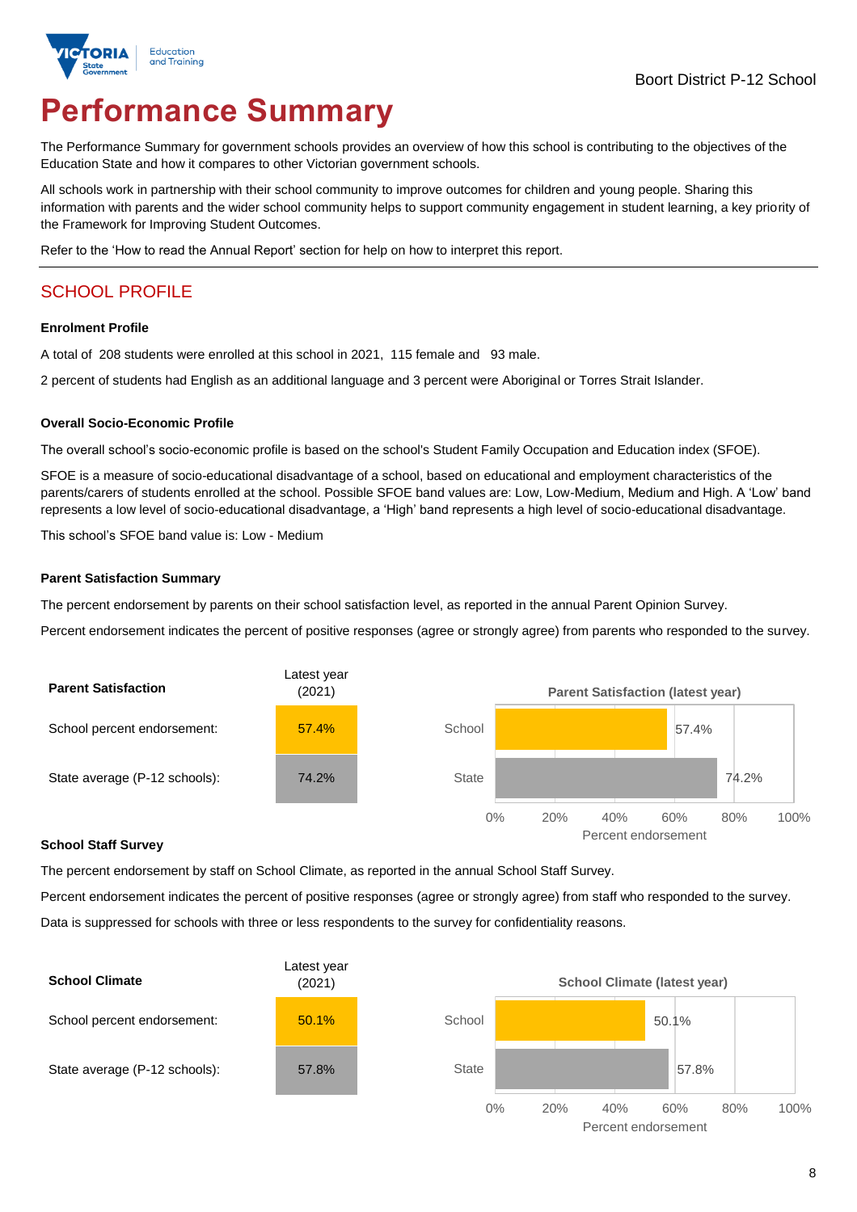Boort District P-12 School

# Performance Summary

The Performance Summary for government schools provides an overview of how this school is contributing to the objectives of the Education State and how it compares to other Victorian government schools.

All schools work in partnership with their school community to improve outcomes for children and young people. Sharing this information with parents and the wider school community helps to support community engagement in student learning, a key priority of the Framework for Improving Student Outcomes.

Refer to the 'How to read the Annual Report' section for help on how to interpret this report.

## SCHOOL PROFILE

### Enrolment Profile

A total of 208 students were enrolled at this school in 2021, 115 female and 93 male.

2 percent of students had English as an additional language and 3 percent were Aboriginal or Torres Strait Islander.

### Overall Socio-Economic Profile

The overall school's socio-economic profile is based on the school's Student Family Occupation and Education index (SFOE).

SFOE is a measure of socio-educational disadvantage of a school, based on educational and employment characteristics of the parents/carers of students enrolled at the school. Possible SFOE band values are: Low, Low-Medium, Medium and High. A 'Low' band represents a low level of socio-educational disadvantage, a 'High' band represents a high level of socio-educational disadvantage.

This school's SFOE band value is: Low - Medium

### Parent Satisfaction Summary

The percent endorsement by parents on their school satisfaction level, as reported in the annual Parent Opinion Survey.

Percent endorsement indicates the percent of positive responses (agree or strongly agree) from parents who responded to the survey.

| Parent Satisfaction | Latest year (2021) |
|---|---|
| School percent endorsement: | 57.4% |
| State average (P-12 schools): | 74.2% |

**Parent Satisfaction (latest year)**

| | Percent endorsement |
|---|---|
| School | 57.4% |
| State | 74.2% |

### School Staff Survey

The percent endorsement by staff on School Climate, as reported in the annual School Staff Survey.

Percent endorsement indicates the percent of positive responses (agree or strongly agree) from staff who responded to the survey.

Data is suppressed for schools with three or less respondents to the survey for confidentiality reasons.

| School Climate | Latest year (2021) |
|---|---|
| School percent endorsement: | 50.1% |
| State average (P-12 schools): | 57.8% |

**School Climate (latest year)**

| | Percent endorsement |
|---|---|
| School | 50.1% |
| State | 57.8% |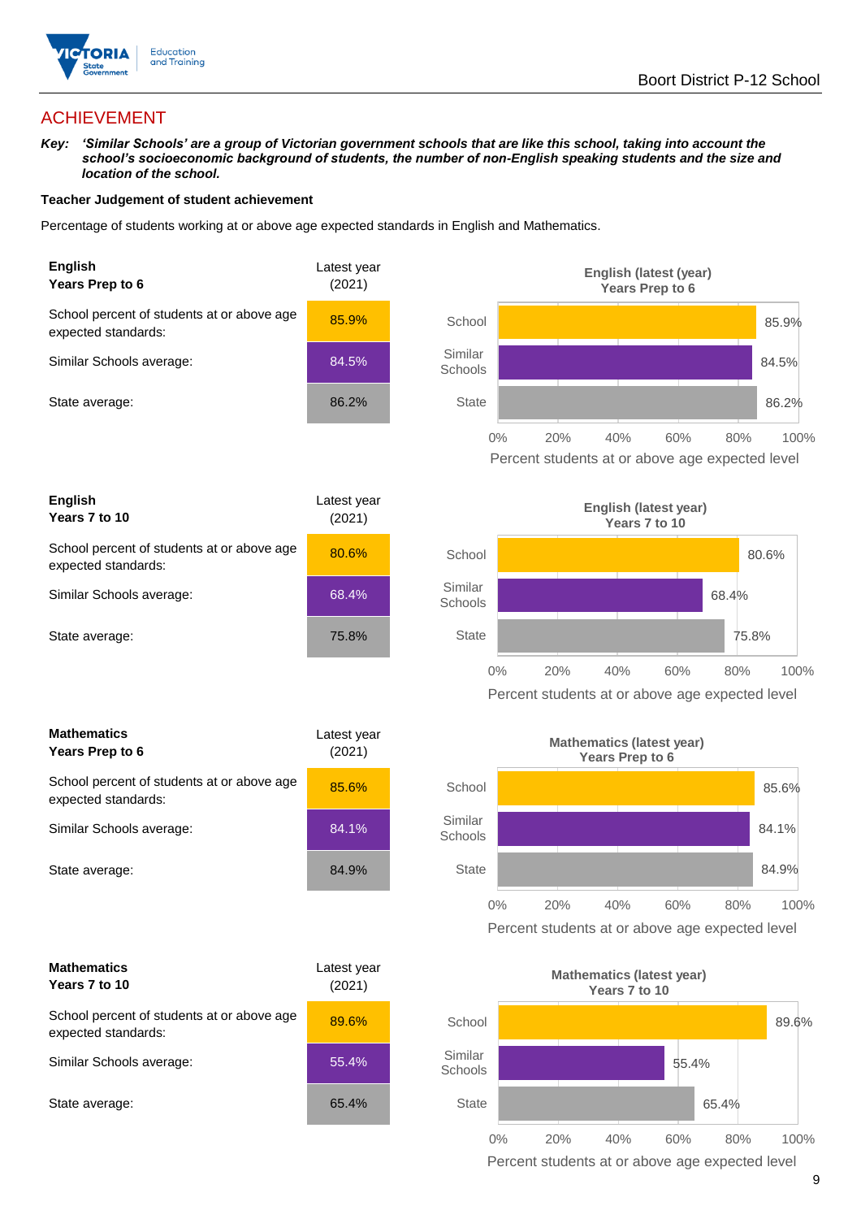## ACHIEVEMENT

***Key:** 'Similar Schools' are a group of Victorian government schools that are like this school, taking into account the school's socioeconomic background of students, the number of non-English speaking students and the size and location of the school.*

**Teacher Judgement of student achievement**

Percentage of students working at or above age expected standards in English and Mathematics.

| **English Years Prep to 6** | Latest year (2021) |
|---|---|
| School percent of students at or above age expected standards: | 85.9% |
| Similar Schools average: | 84.5% |
| State average: | 86.2% |

**English (latest (year) Years Prep to 6**

| | Percent students at or above age expected level |
|---|---|
| School | 85.9% |
| Similar Schools | 84.5% |
| State | 86.2% |

| **English Years 7 to 10** | Latest year (2021) |
|---|---|
| School percent of students at or above age expected standards: | 80.6% |
| Similar Schools average: | 68.4% |
| State average: | 75.8% |

**English (latest year) Years 7 to 10**

| | Percent students at or above age expected level |
|---|---|
| School | 80.6% |
| Similar Schools | 68.4% |
| State | 75.8% |

| **Mathematics Years Prep to 6** | Latest year (2021) |
|---|---|
| School percent of students at or above age expected standards: | 85.6% |
| Similar Schools average: | 84.1% |
| State average: | 84.9% |

**Mathematics (latest year) Years Prep to 6**

| | Percent students at or above age expected level |
|---|---|
| School | 85.6% |
| Similar Schools | 84.1% |
| State | 84.9% |

| **Mathematics Years 7 to 10** | Latest year (2021) |
|---|---|
| School percent of students at or above age expected standards: | 89.6% |
| Similar Schools average: | 55.4% |
| State average: | 65.4% |

**Mathematics (latest year) Years 7 to 10**

| | Percent students at or above age expected level |
|---|---|
| School | 89.6% |
| Similar Schools | 55.4% |
| State | 65.4% |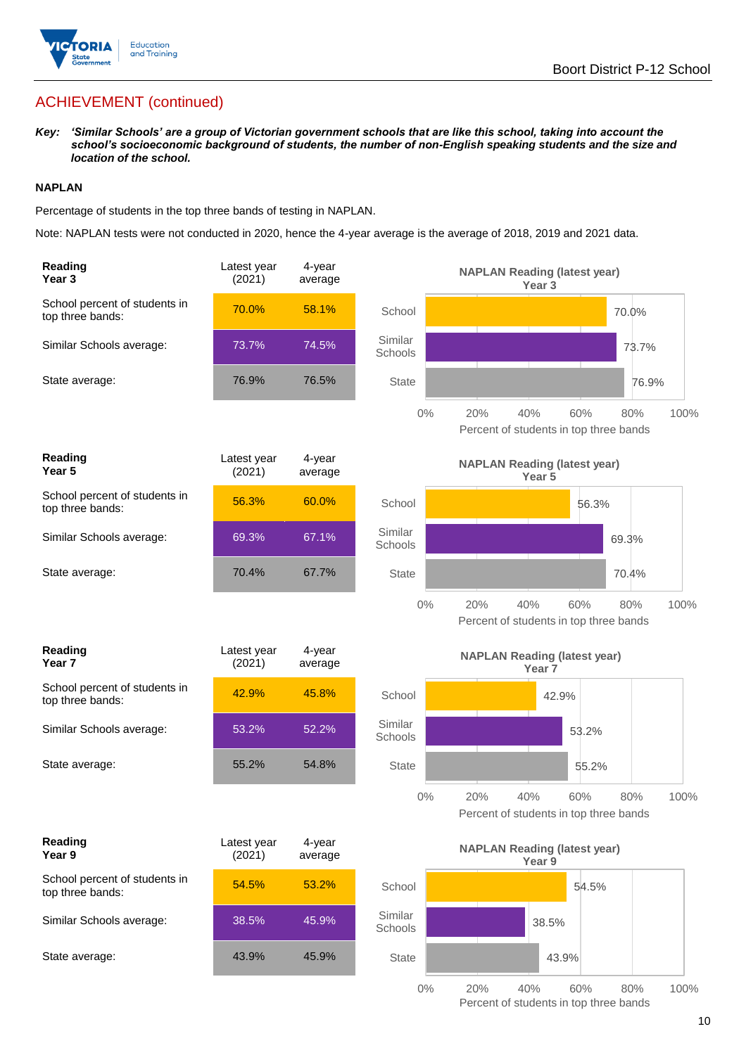## ACHIEVEMENT (continued)

***Key:* *'Similar Schools' are a group of Victorian government schools that are like this school, taking into account the school's socioeconomic background of students, the number of non-English speaking students and the size and location of the school.***

**NAPLAN**

Percentage of students in the top three bands of testing in NAPLAN.

Note: NAPLAN tests were not conducted in 2020, hence the 4-year average is the average of 2018, 2019 and 2021 data.

| **Reading Year 3** | Latest year (2021) | 4-year average |
|---|---|---|
| School percent of students in top three bands: | 70.0% | 58.1% |
| Similar Schools average: | 73.7% | 74.5% |
| State average: | 76.9% | 76.5% |

**NAPLAN Reading (latest year) Year 3**

| | Percent of students in top three bands |
|---|---|
| School | 70.0% |
| Similar Schools | 73.7% |
| State | 76.9% |

| **Reading Year 5** | Latest year (2021) | 4-year average |
|---|---|---|
| School percent of students in top three bands: | 56.3% | 60.0% |
| Similar Schools average: | 69.3% | 67.1% |
| State average: | 70.4% | 67.7% |

**NAPLAN Reading (latest year) Year 5**

| | Percent of students in top three bands |
|---|---|
| School | 56.3% |
| Similar Schools | 69.3% |
| State | 70.4% |

| **Reading Year 7** | Latest year (2021) | 4-year average |
|---|---|---|
| School percent of students in top three bands: | 42.9% | 45.8% |
| Similar Schools average: | 53.2% | 52.2% |
| State average: | 55.2% | 54.8% |

**NAPLAN Reading (latest year) Year 7**

| | Percent of students in top three bands |
|---|---|
| School | 42.9% |
| Similar Schools | 53.2% |
| State | 55.2% |

| **Reading Year 9** | Latest year (2021) | 4-year average |
|---|---|---|
| School percent of students in top three bands: | 54.5% | 53.2% |
| Similar Schools average: | 38.5% | 45.9% |
| State average: | 43.9% | 45.9% |

**NAPLAN Reading (latest year) Year 9**

| | Percent of students in top three bands |
|---|---|
| School | 54.5% |
| Similar Schools | 38.5% |
| State | 43.9% |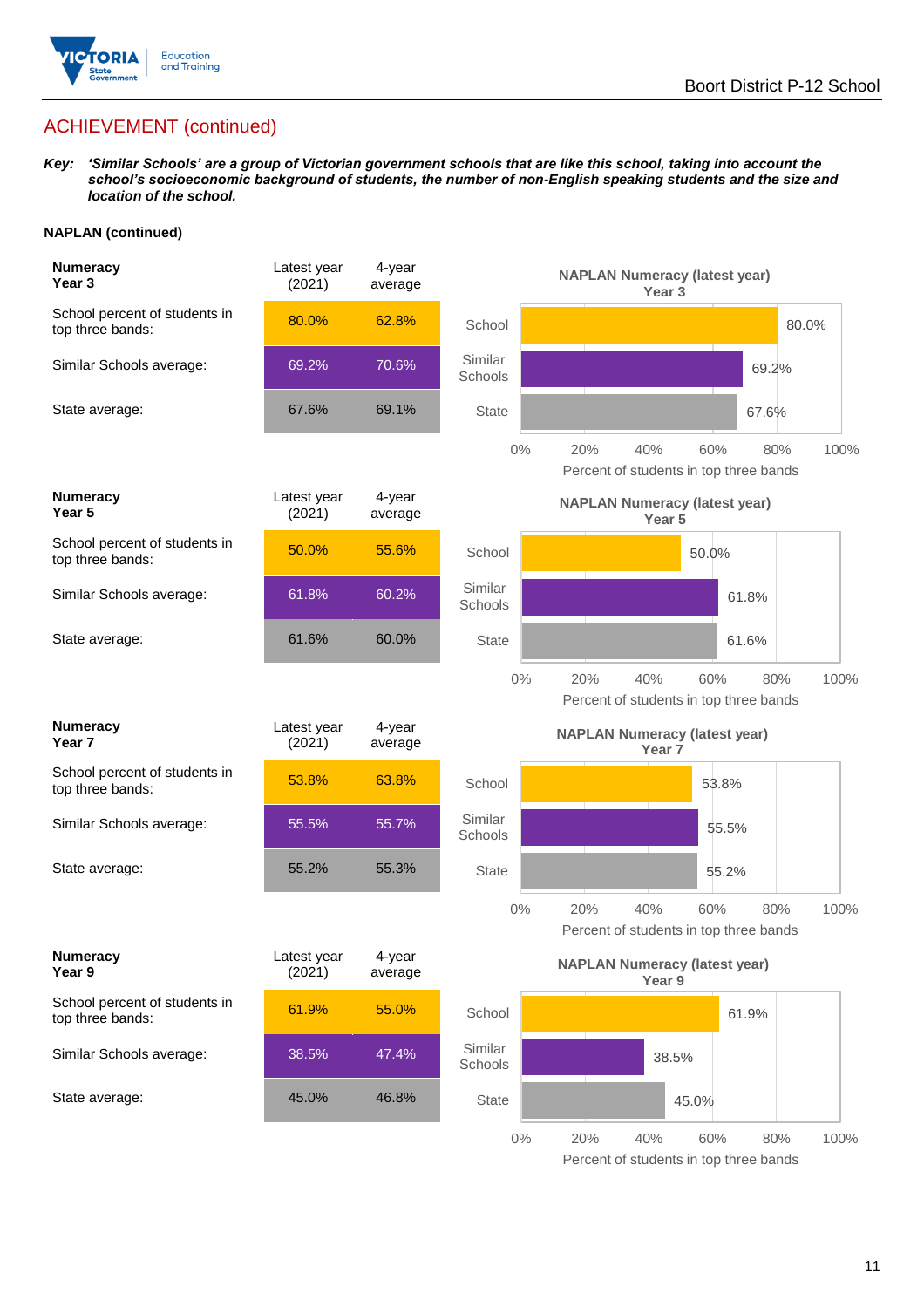## ACHIEVEMENT (continued)

***Key:** 'Similar Schools' are a group of Victorian government schools that are like this school, taking into account the school's socioeconomic background of students, the number of non-English speaking students and the size and location of the school.*

**NAPLAN (continued)**

| **Numeracy Year 3** | Latest year (2021) | 4-year average |
|---|---|---|
| School percent of students in top three bands: | 80.0% | 62.8% |
| Similar Schools average: | 69.2% | 70.6% |
| State average: | 67.6% | 69.1% |

**NAPLAN Numeracy (latest year) Year 3**

School: 80.0%
Similar Schools: 69.2%
State: 67.6%

Percent of students in top three bands

| **Numeracy Year 5** | Latest year (2021) | 4-year average |
|---|---|---|
| School percent of students in top three bands: | 50.0% | 55.6% |
| Similar Schools average: | 61.8% | 60.2% |
| State average: | 61.6% | 60.0% |

**NAPLAN Numeracy (latest year) Year 5**

School: 50.0%
Similar Schools: 61.8%
State: 61.6%

Percent of students in top three bands

| **Numeracy Year 7** | Latest year (2021) | 4-year average |
|---|---|---|
| School percent of students in top three bands: | 53.8% | 63.8% |
| Similar Schools average: | 55.5% | 55.7% |
| State average: | 55.2% | 55.3% |

**NAPLAN Numeracy (latest year) Year 7**

School: 53.8%
Similar Schools: 55.5%
State: 55.2%

Percent of students in top three bands

| **Numeracy Year 9** | Latest year (2021) | 4-year average |
|---|---|---|
| School percent of students in top three bands: | 61.9% | 55.0% |
| Similar Schools average: | 38.5% | 47.4% |
| State average: | 45.0% | 46.8% |

**NAPLAN Numeracy (latest year) Year 9**

School: 61.9%
Similar Schools: 38.5%
State: 45.0%

Percent of students in top three bands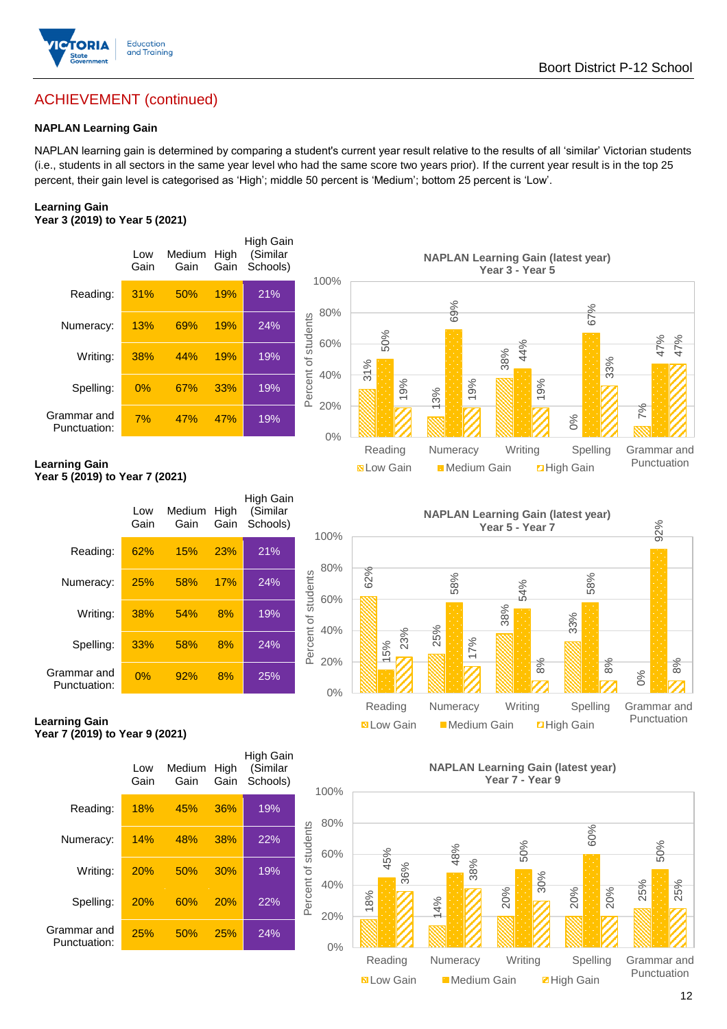## ACHIEVEMENT (continued)

### NAPLAN Learning Gain

NAPLAN learning gain is determined by comparing a student's current year result relative to the results of all 'similar' Victorian students (i.e., students in all sectors in the same year level who had the same score two years prior). If the current year result is in the top 25 percent, their gain level is categorised as 'High'; middle 50 percent is 'Medium'; bottom 25 percent is 'Low'.

**Learning Gain**
**Year 3 (2019) to Year 5 (2021)**

| | Low Gain | Medium Gain | High Gain | High Gain (Similar Schools) |
|---|---|---|---|---|
| Reading: | 31% | 50% | 19% | 21% |
| Numeracy: | 13% | 69% | 19% | 24% |
| Writing: | 38% | 44% | 19% | 19% |
| Spelling: | 0% | 67% | 33% | 19% |
| Grammar and Punctuation: | 7% | 47% | 47% | 19% |

**NAPLAN Learning Gain (latest year)**
**Year 3 - Year 5**

| | Low Gain | Medium Gain | High Gain |
|---|---|---|---|
| Reading | 31% | 50% | 19% |
| Numeracy | 13% | 69% | 19% |
| Writing | 38% | 44% | 19% |
| Spelling | 0% | 67% | 33% |
| Grammar and Punctuation | 7% | 47% | 47% |

**Learning Gain**
**Year 5 (2019) to Year 7 (2021)**

| | Low Gain | Medium Gain | High Gain | High Gain (Similar Schools) |
|---|---|---|---|---|
| Reading: | 62% | 15% | 23% | 21% |
| Numeracy: | 25% | 58% | 17% | 24% |
| Writing: | 38% | 54% | 8% | 19% |
| Spelling: | 33% | 58% | 8% | 24% |
| Grammar and Punctuation: | 0% | 92% | 8% | 25% |

**NAPLAN Learning Gain (latest year)**
**Year 5 - Year 7**

| | Low Gain | Medium Gain | High Gain |
|---|---|---|---|
| Reading | 62% | 15% | 23% |
| Numeracy | 25% | 58% | 17% |
| Writing | 38% | 54% | 8% |
| Spelling | 33% | 58% | 8% |
| Grammar and Punctuation | 0% | 92% | 8% |

**Learning Gain**
**Year 7 (2019) to Year 9 (2021)**

| | Low Gain | Medium Gain | High Gain | High Gain (Similar Schools) |
|---|---|---|---|---|
| Reading: | 18% | 45% | 36% | 19% |
| Numeracy: | 14% | 48% | 38% | 22% |
| Writing: | 20% | 50% | 30% | 19% |
| Spelling: | 20% | 60% | 20% | 22% |
| Grammar and Punctuation: | 25% | 50% | 25% | 24% |

**NAPLAN Learning Gain (latest year)**
**Year 7 - Year 9**

| | Low Gain | Medium Gain | High Gain |
|---|---|---|---|
| Reading | 18% | 45% | 36% |
| Numeracy | 14% | 48% | 38% |
| Writing | 20% | 50% | 30% |
| Spelling | 20% | 60% | 20% |
| Grammar and Punctuation | 25% | 50% | 25% |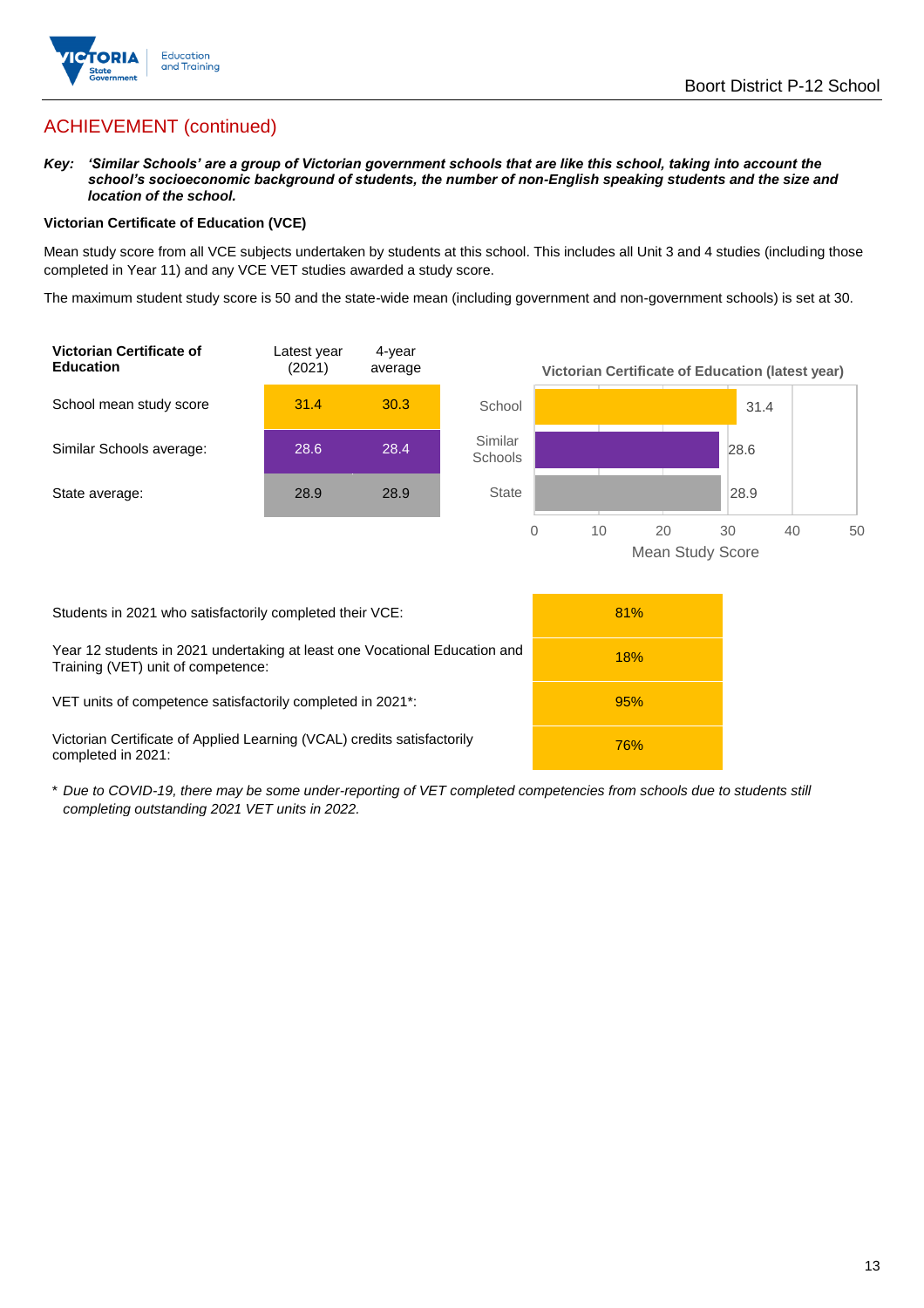## ACHIEVEMENT (continued)

***Key:** 'Similar Schools' are a group of Victorian government schools that are like this school, taking into account the school's socioeconomic background of students, the number of non-English speaking students and the size and location of the school.*

**Victorian Certificate of Education (VCE)**

Mean study score from all VCE subjects undertaken by students at this school. This includes all Unit 3 and 4 studies (including those completed in Year 11) and any VCE VET studies awarded a study score.

The maximum student study score is 50 and the state-wide mean (including government and non-government schools) is set at 30.

| Victorian Certificate of Education | Latest year (2021) | 4-year average |
|---|---|---|
| School mean study score | 31.4 | 30.3 |
| Similar Schools average: | 28.6 | 28.4 |
| State average: | 28.9 | 28.9 |

**Victorian Certificate of Education (latest year)**

| | Mean Study Score |
|---|---|
| School | 31.4 |
| Similar Schools | 28.6 |
| State | 28.9 |

| | |
|---|---|
| Students in 2021 who satisfactorily completed their VCE: | 81% |
| Year 12 students in 2021 undertaking at least one Vocational Education and Training (VET) unit of competence: | 18% |
| VET units of competence satisfactorily completed in 2021*: | 95% |
| Victorian Certificate of Applied Learning (VCAL) credits satisfactorily completed in 2021: | 76% |

\* *Due to COVID-19, there may be some under-reporting of VET completed competencies from schools due to students still completing outstanding 2021 VET units in 2022.*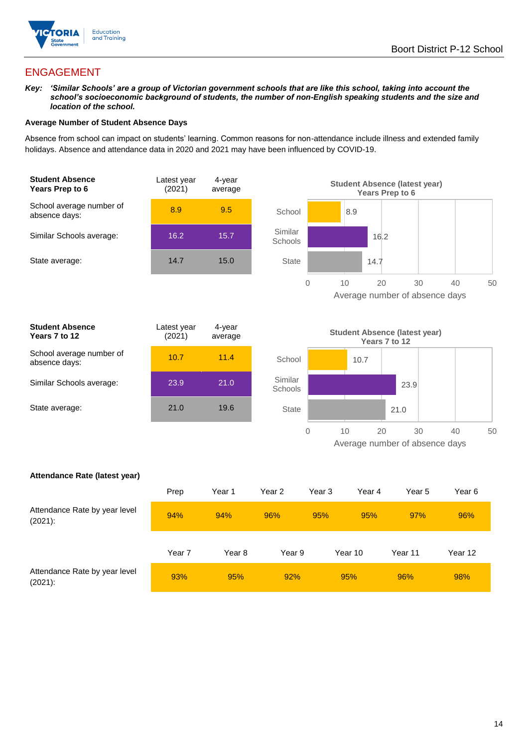## ENGAGEMENT

***Key:** 'Similar Schools' are a group of Victorian government schools that are like this school, taking into account the school's socioeconomic background of students, the number of non-English speaking students and the size and location of the school.*

**Average Number of Student Absence Days**

Absence from school can impact on students' learning. Common reasons for non-attendance include illness and extended family holidays. Absence and attendance data in 2020 and 2021 may have been influenced by COVID-19.

| **Student Absence Years Prep to 6** | Latest year (2021) | 4-year average |
|---|---|---|
| School average number of absence days: | 8.9 | 9.5 |
| Similar Schools average: | 16.2 | 15.7 |
| State average: | 14.7 | 15.0 |

**Student Absence (latest year) Years Prep to 6**

| | Average number of absence days |
|---|---|
| School | 8.9 |
| Similar Schools | 16.2 |
| State | 14.7 |

| **Student Absence Years 7 to 12** | Latest year (2021) | 4-year average |
|---|---|---|
| School average number of absence days: | 10.7 | 11.4 |
| Similar Schools average: | 23.9 | 21.0 |
| State average: | 21.0 | 19.6 |

**Student Absence (latest year) Years 7 to 12**

| | Average number of absence days |
|---|---|
| School | 10.7 |
| Similar Schools | 23.9 |
| State | 21.0 |

**Attendance Rate (latest year)**

| | Prep | Year 1 | Year 2 | Year 3 | Year 4 | Year 5 | Year 6 |
|---|---|---|---|---|---|---|---|
| Attendance Rate by year level (2021): | 94% | 94% | 96% | 95% | 95% | 97% | 96% |

| | Year 7 | Year 8 | Year 9 | Year 10 | Year 11 | Year 12 |
|---|---|---|---|---|---|---|
| Attendance Rate by year level (2021): | 93% | 95% | 92% | 95% | 96% | 98% |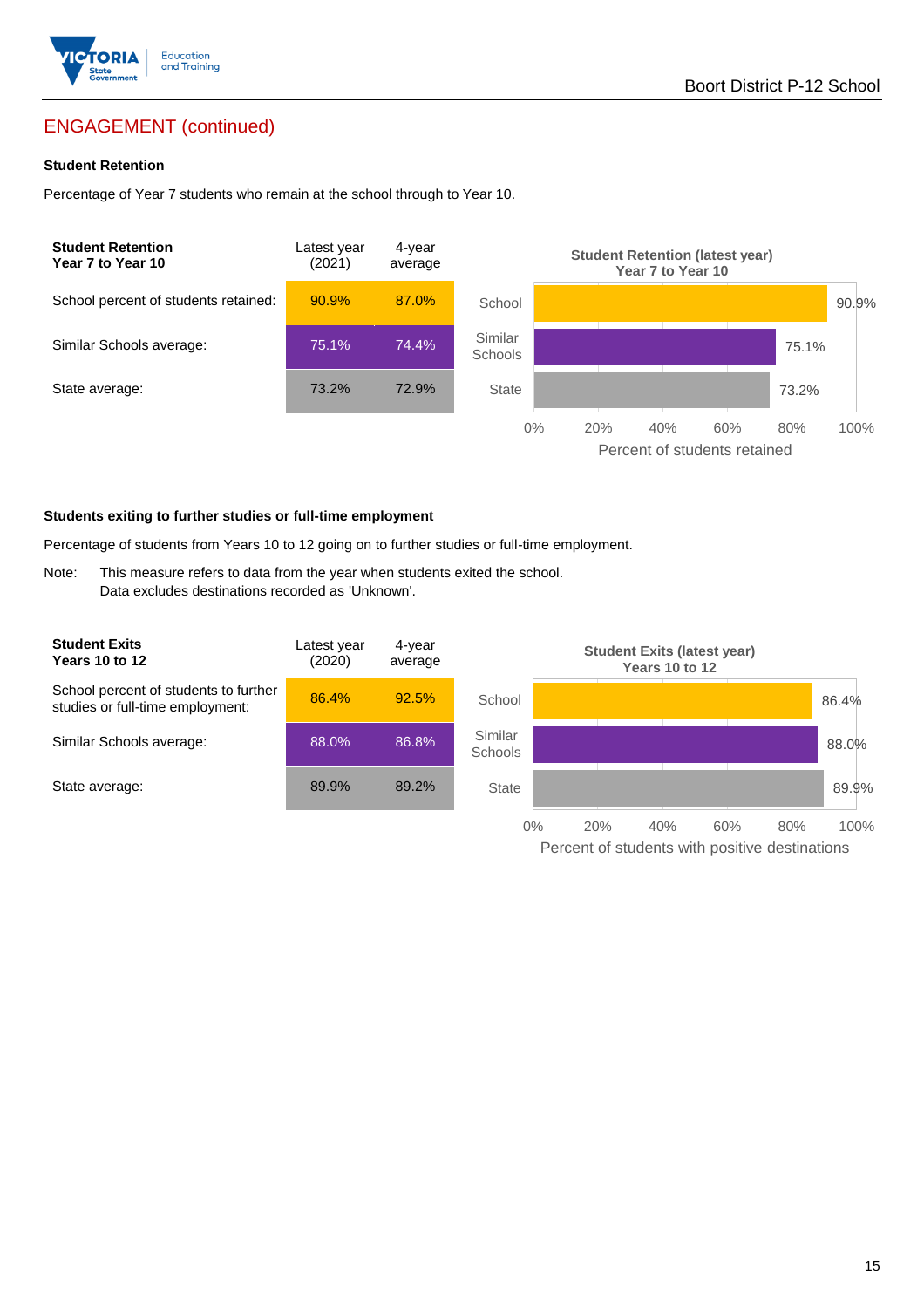## ENGAGEMENT (continued)

### Student Retention

Percentage of Year 7 students who remain at the school through to Year 10.

| Student Retention Year 7 to Year 10 | Latest year (2021) | 4-year average |
|---|---|---|
| School percent of students retained: | 90.9% | 87.0% |
| Similar Schools average: | 75.1% | 74.4% |
| State average: | 73.2% | 72.9% |

**Student Retention (latest year) Year 7 to Year 10**

| | Percent of students retained |
|---|---|
| School | 90.9% |
| Similar Schools | 75.1% |
| State | 73.2% |

### Students exiting to further studies or full-time employment

Percentage of students from Years 10 to 12 going on to further studies or full-time employment.

Note: This measure refers to data from the year when students exited the school. Data excludes destinations recorded as 'Unknown'.

| Student Exits Years 10 to 12 | Latest year (2020) | 4-year average |
|---|---|---|
| School percent of students to further studies or full-time employment: | 86.4% | 92.5% |
| Similar Schools average: | 88.0% | 86.8% |
| State average: | 89.9% | 89.2% |

**Student Exits (latest year) Years 10 to 12**

| | Percent of students with positive destinations |
|---|---|
| School | 86.4% |
| Similar Schools | 88.0% |
| State | 89.9% |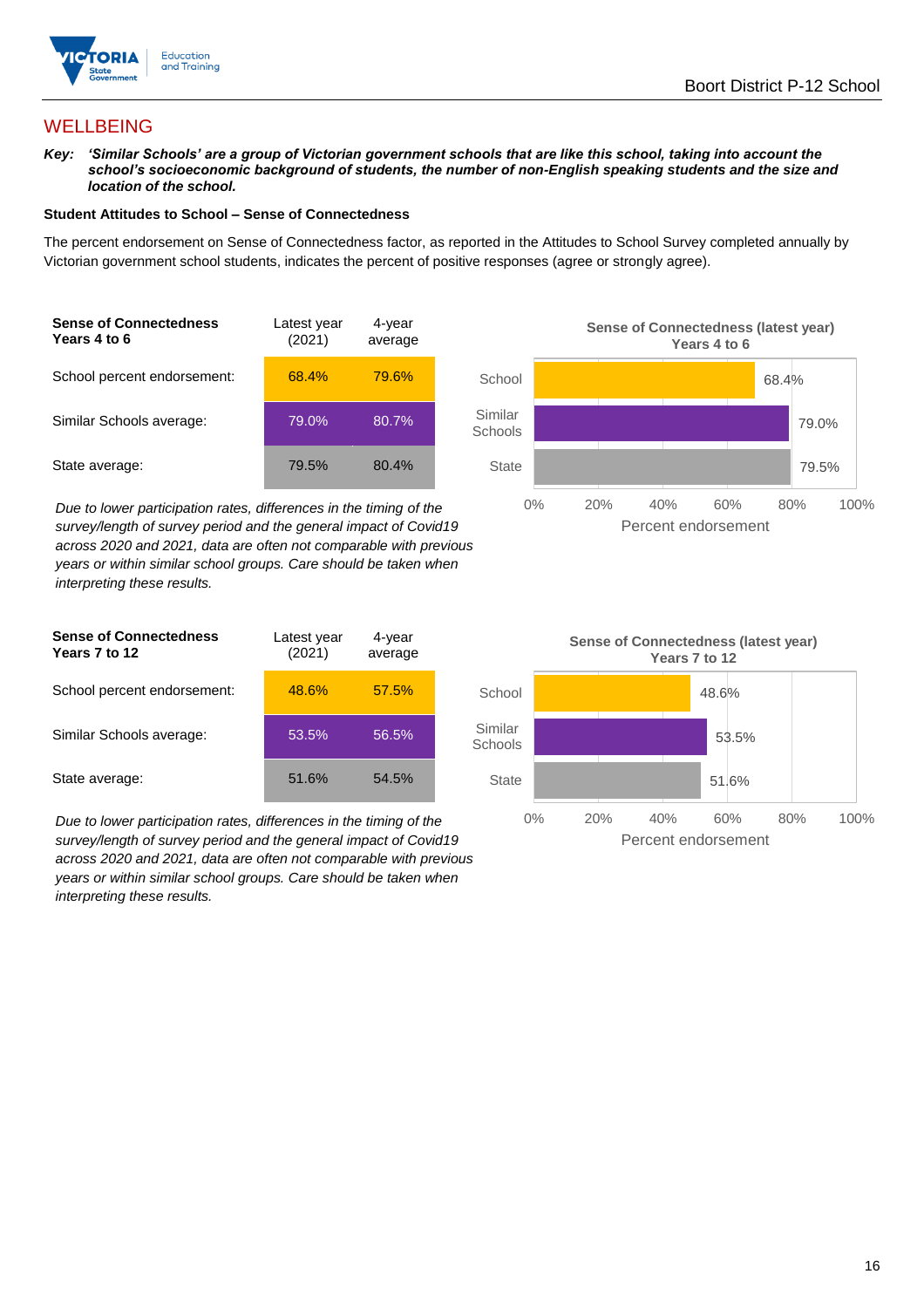## WELLBEING

***Key:*** ***'Similar Schools' are a group of Victorian government schools that are like this school, taking into account the school's socioeconomic background of students, the number of non-English speaking students and the size and location of the school.***

**Student Attitudes to School – Sense of Connectedness**

The percent endorsement on Sense of Connectedness factor, as reported in the Attitudes to School Survey completed annually by Victorian government school students, indicates the percent of positive responses (agree or strongly agree).

| **Sense of Connectedness Years 4 to 6** | Latest year (2021) | 4-year average |
|---|---|---|
| School percent endorsement: | 68.4% | 79.6% |
| Similar Schools average: | 79.0% | 80.7% |
| State average: | 79.5% | 80.4% |

*Due to lower participation rates, differences in the timing of the survey/length of survey period and the general impact of Covid19 across 2020 and 2021, data are often not comparable with previous years or within similar school groups. Care should be taken when interpreting these results.*

**Sense of Connectedness (latest year) Years 4 to 6**

| | Percent endorsement |
|---|---|
| School | 68.4% |
| Similar Schools | 79.0% |
| State | 79.5% |

| **Sense of Connectedness Years 7 to 12** | Latest year (2021) | 4-year average |
|---|---|---|
| School percent endorsement: | 48.6% | 57.5% |
| Similar Schools average: | 53.5% | 56.5% |
| State average: | 51.6% | 54.5% |

*Due to lower participation rates, differences in the timing of the survey/length of survey period and the general impact of Covid19 across 2020 and 2021, data are often not comparable with previous years or within similar school groups. Care should be taken when interpreting these results.*

**Sense of Connectedness (latest year) Years 7 to 12**

| | Percent endorsement |
|---|---|
| School | 48.6% |
| Similar Schools | 53.5% |
| State | 51.6% |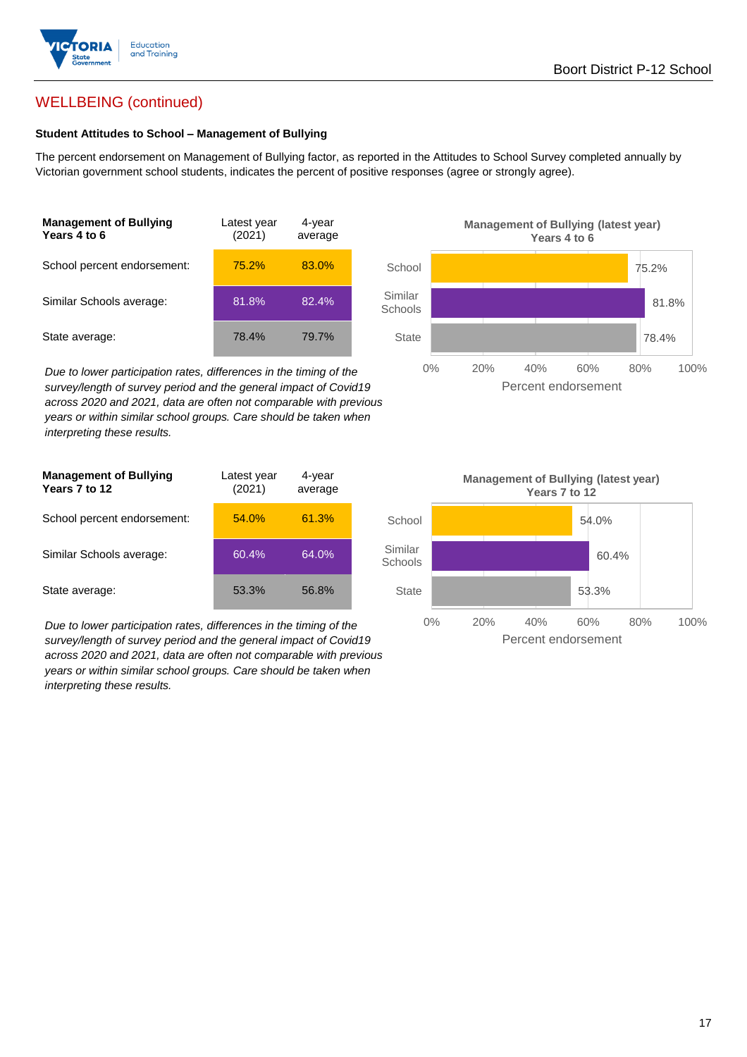## WELLBEING (continued)

### Student Attitudes to School – Management of Bullying

The percent endorsement on Management of Bullying factor, as reported in the Attitudes to School Survey completed annually by Victorian government school students, indicates the percent of positive responses (agree or strongly agree).

| Management of Bullying Years 4 to 6 | Latest year (2021) | 4-year average |
|---|---|---|
| School percent endorsement: | 75.2% | 83.0% |
| Similar Schools average: | 81.8% | 82.4% |
| State average: | 78.4% | 79.7% |

*Due to lower participation rates, differences in the timing of the survey/length of survey period and the general impact of Covid19 across 2020 and 2021, data are often not comparable with previous years or within similar school groups. Care should be taken when interpreting these results.*

**Management of Bullying (latest year) Years 4 to 6**

| | Percent endorsement |
|---|---|
| School | 75.2% |
| Similar Schools | 81.8% |
| State | 78.4% |

| Management of Bullying Years 7 to 12 | Latest year (2021) | 4-year average |
|---|---|---|
| School percent endorsement: | 54.0% | 61.3% |
| Similar Schools average: | 60.4% | 64.0% |
| State average: | 53.3% | 56.8% |

*Due to lower participation rates, differences in the timing of the survey/length of survey period and the general impact of Covid19 across 2020 and 2021, data are often not comparable with previous years or within similar school groups. Care should be taken when interpreting these results.*

**Management of Bullying (latest year) Years 7 to 12**

| | Percent endorsement |
|---|---|
| School | 54.0% |
| Similar Schools | 60.4% |
| State | 53.3% |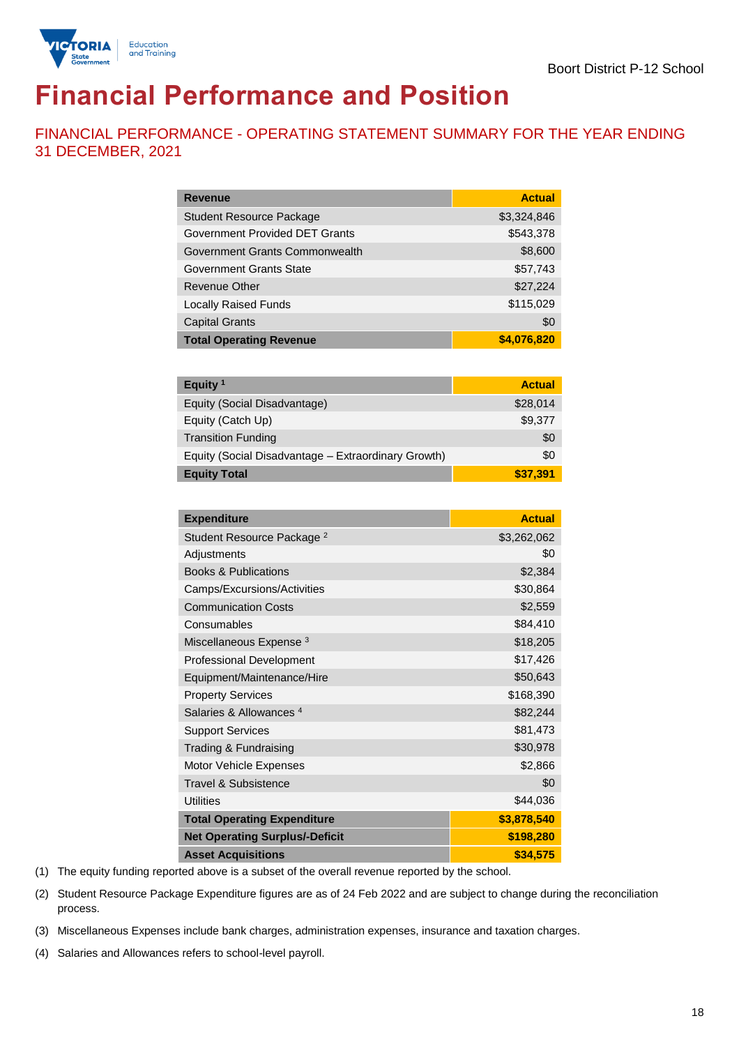Boort District P-12 School

# Financial Performance and Position

## FINANCIAL PERFORMANCE - OPERATING STATEMENT SUMMARY FOR THE YEAR ENDING 31 DECEMBER, 2021

| Revenue | Actual |
|---|---|
| Student Resource Package | $3,324,846 |
| Government Provided DET Grants | $543,378 |
| Government Grants Commonwealth | $8,600 |
| Government Grants State | $57,743 |
| Revenue Other | $27,224 |
| Locally Raised Funds | $115,029 |
| Capital Grants | $0 |
| **Total Operating Revenue** | **$4,076,820** |

| Equity [1] | Actual |
|---|---|
| Equity (Social Disadvantage) | $28,014 |
| Equity (Catch Up) | $9,377 |
| Transition Funding | $0 |
| Equity (Social Disadvantage – Extraordinary Growth) | $0 |
| **Equity Total** | **$37,391** |

| Expenditure | Actual |
|---|---|
| Student Resource Package [2] | $3,262,062 |
| Adjustments | $0 |
| Books & Publications | $2,384 |
| Camps/Excursions/Activities | $30,864 |
| Communication Costs | $2,559 |
| Consumables | $84,410 |
| Miscellaneous Expense [3] | $18,205 |
| Professional Development | $17,426 |
| Equipment/Maintenance/Hire | $50,643 |
| Property Services | $168,390 |
| Salaries & Allowances [4] | $82,244 |
| Support Services | $81,473 |
| Trading & Fundraising | $30,978 |
| Motor Vehicle Expenses | $2,866 |
| Travel & Subsistence | $0 |
| Utilities | $44,036 |
| **Total Operating Expenditure** | **$3,878,540** |
| **Net Operating Surplus/-Deficit** | **$198,280** |
| **Asset Acquisitions** | **$34,575** |

(1) The equity funding reported above is a subset of the overall revenue reported by the school.

(2) Student Resource Package Expenditure figures are as of 24 Feb 2022 and are subject to change during the reconciliation process.

(3) Miscellaneous Expenses include bank charges, administration expenses, insurance and taxation charges.

(4) Salaries and Allowances refers to school-level payroll.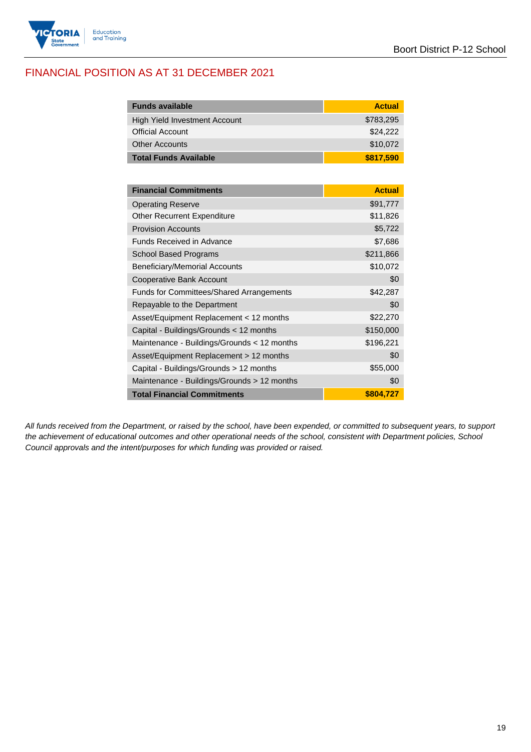# FINANCIAL POSITION AS AT 31 DECEMBER 2021

| Funds available | Actual |
|---|---|
| High Yield Investment Account | $783,295 |
| Official Account | $24,222 |
| Other Accounts | $10,072 |
| **Total Funds Available** | **$817,590** |

| Financial Commitments | Actual |
|---|---|
| Operating Reserve | $91,777 |
| Other Recurrent Expenditure | $11,826 |
| Provision Accounts | $5,722 |
| Funds Received in Advance | $7,686 |
| School Based Programs | $211,866 |
| Beneficiary/Memorial Accounts | $10,072 |
| Cooperative Bank Account | $0 |
| Funds for Committees/Shared Arrangements | $42,287 |
| Repayable to the Department | $0 |
| Asset/Equipment Replacement < 12 months | $22,270 |
| Capital - Buildings/Grounds < 12 months | $150,000 |
| Maintenance - Buildings/Grounds < 12 months | $196,221 |
| Asset/Equipment Replacement > 12 months | $0 |
| Capital - Buildings/Grounds > 12 months | $55,000 |
| Maintenance - Buildings/Grounds > 12 months | $0 |
| **Total Financial Commitments** | **$804,727** |

*All funds received from the Department, or raised by the school, have been expended, or committed to subsequent years, to support the achievement of educational outcomes and other operational needs of the school, consistent with Department policies, School Council approvals and the intent/purposes for which funding was provided or raised.*